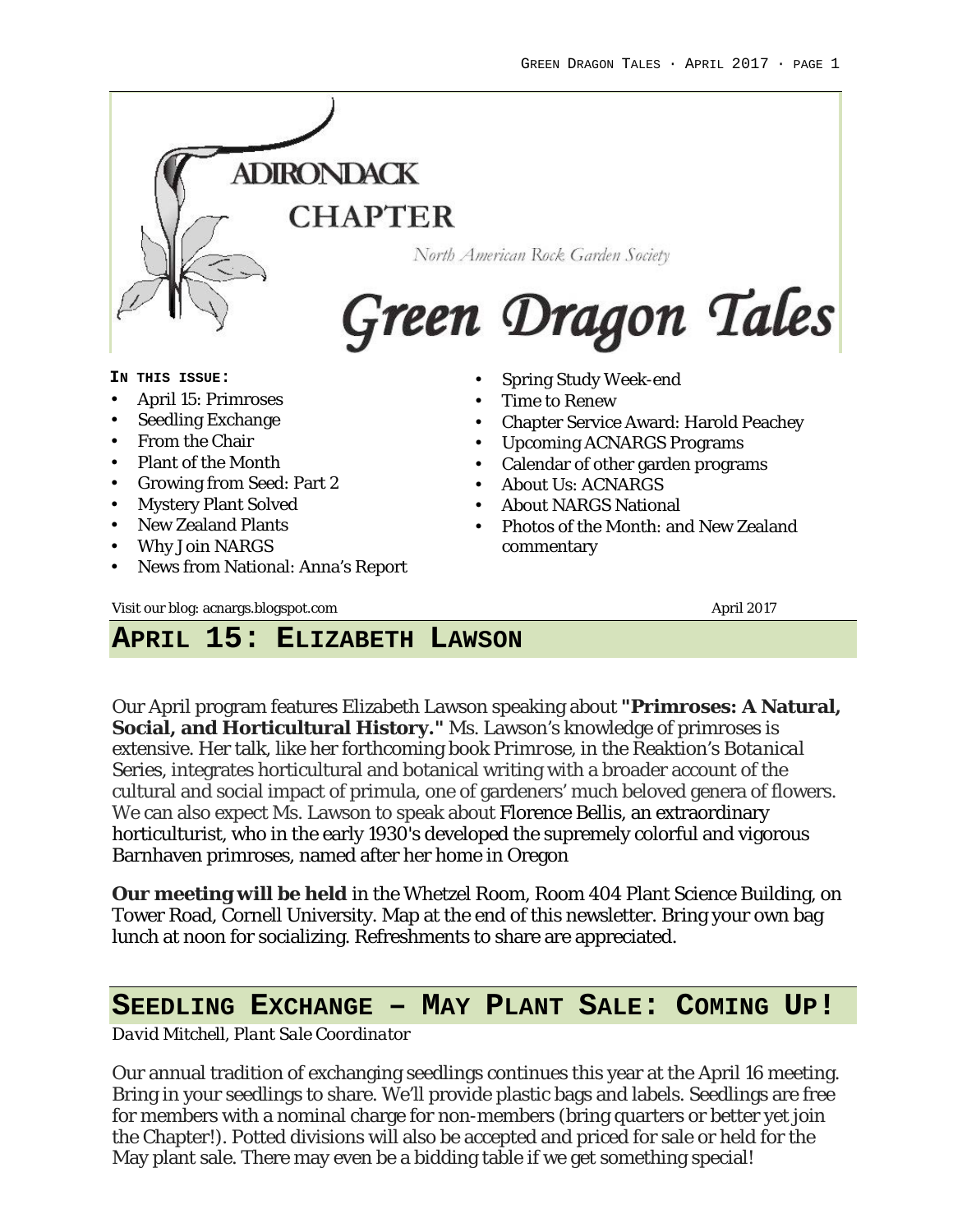ADIRONDACK

CHAPTER

North American Rock Garden Society

# Green Dragon Tales

**IN THIS ISSUE:**

- April 15: Primroses
- Seedling Exchange
- From the Chair
- Plant of the Month
- Growing from Seed: Part 2
- Mystery Plant Solved
- New Zealand Plants
- Why Join NARGS
- News from National: Anna's Report
- Spring Study Week-end
- Time to Renew
- Chapter Service Award: Harold Peachey
- Upcoming ACNARGS Programs
- Calendar of other garden programs
- About Us: ACNARGS
- About NARGS National
- Photos of the Month: and New Zealand commentary

Visit our blog: acnargs.blogspot.com April 2017

## APRIL 15: ELIZABETH LAWSON

Our April program features Elizabeth Lawson speaking about **"Primroses: A Natural, Social, and Horticultural History."** Ms. Lawson's knowledge of primroses is extensive. Her talk, like her forthcoming book *Primrose*, in the Reaktion's *Botanical* Series, integrates horticultural and botanical writing with a broader account of the cultural and social impact of primula, one of gardeners' much beloved genera of flowers. We can also expect Ms. Lawson to speak about Florence Bellis, an extraordinary horticulturist, who in the early 1930's developed the supremely colorful and vigorous Barnhaven primroses, named after her home in Oregon

**Our meeting will be held** in the Whetzel Room, Room 404 Plant Science Building, on Tower Road, Cornell University. Map at the end of this newsletter. Bring your own bag lunch at noon for socializing. Refreshments to share are appreciated.

## SEEDLING EXCHANGE – MAY PLANT SALE: COMING UP!

*David Mitchell, Plant Sale Coordinator*

Our annual tradition of exchanging seedlings continues this year at the April 16 meeting. Bring in your seedlings to share. We'll provide plastic bags and labels. Seedlings are free for members with a nominal charge for non-members (bring quarters or better yet join the Chapter!). Potted divisions will also be accepted and priced for sale or held for the May plant sale. There may even be a bidding table if we get something special!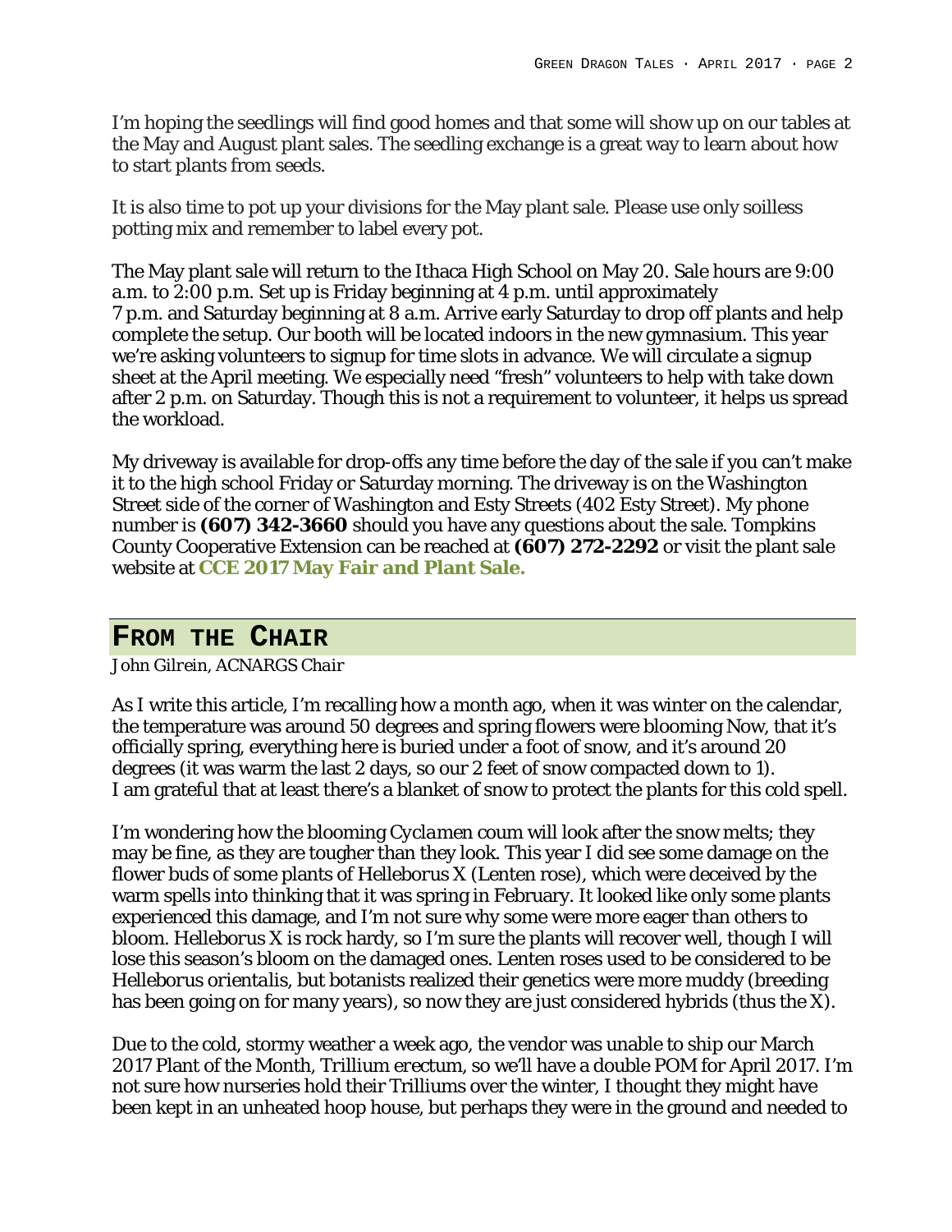I'm hoping the seedlings will find good homes and that some will show up on our tables at the May and August plant sales. The seedling exchange is a great way to learn about how to start plants from seeds.

It is also time to pot up your divisions for the May plant sale. Please use only soilless potting mix and remember to label every pot.

The May plant sale will return to the Ithaca High School on May 20. Sale hours are 9:00 a.m. to 2:00 p.m. Set up is Friday beginning at 4 p.m. until approximately 7 p.m. and Saturday beginning at 8 a.m. Arrive early Saturday to drop off plants and help complete the setup. Our booth will be located indoors in the new gymnasium. This year we're asking volunteers to signup for time slots in advance. We will circulate a signup sheet at the April meeting. We especially need "fresh" volunteers to help with take down after 2 p.m. on Saturday. Though this is not a requirement to volunteer, it helps us spread the workload.

My driveway is available for drop-offs any time before the day of the sale if you can't make it to the high school Friday or Saturday morning. The driveway is on the Washington Street side of the corner of Washington and Esty Streets (402 Esty Street). My phone number is **(607) 342-3660** should you have any questions about the sale. Tompkins County Cooperative Extension can be reached at **(607) 272-2292** or visit the plant sale website at **CCE 2017 May Fair and Plant Sale.**

## From the Chair

*John Gilrein, ACNARGS Chair*

As I write this article, I'm recalling how a month ago, when it was winter on the calendar, the temperature was around 50 degrees and spring flowers were blooming Now, that it's officially spring, everything here is buried under a foot of snow, and it's around 20 degrees (it was warm the last 2 days, so our 2 feet of snow compacted down to 1). I am grateful that at least there's a blanket of snow to protect the plants for this cold spell.

I'm wondering how the blooming *Cyclamen coum* will look after the snow melts; they may be fine, as they are tougher than they look. This year I did see some damage on the flower buds of some plants of *Helleborus* X (Lenten rose), which were deceived by the warm spells into thinking that it was spring in February. It looked like only some plants experienced this damage, and I'm not sure why some were more eager than others to bloom. *Helleborus* X is rock hardy, so I'm sure the plants will recover well, though I will lose this season's bloom on the damaged ones. Lenten roses used to be considered to be *Helleborus orientalis*, but botanists realized their genetics were more muddy (breeding has been going on for many years), so now they are just considered hybrids (thus the X).

Due to the cold, stormy weather a week ago, the vendor was unable to ship our March 2017 Plant of the Month, *Trillium erectum*, so we'll have a double POM for April 2017. I'm not sure how nurseries hold their Trilliums over the winter, I thought they might have been kept in an unheated hoop house, but perhaps they were in the ground and needed to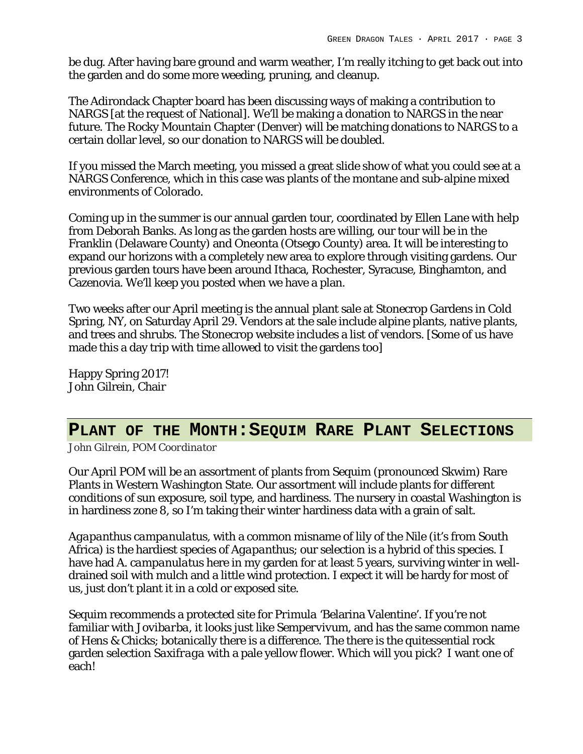be dug. After having bare ground and warm weather, I'm really itching to get back out into the garden and do some more weeding, pruning, and cleanup.

The Adirondack Chapter board has been discussing ways of making a contribution to NARGS [at the request of National]. We'll be making a donation to NARGS in the near future. The Rocky Mountain Chapter (Denver) will be matching donations to NARGS to a certain dollar level, so our donation to NARGS will be doubled.

If you missed the March meeting, you missed a great slide show of what you could see at a NARGS Conference, which in this case was plants of the montane and sub-alpine mixed environments of Colorado.

Coming up in the summer is our annual garden tour, coordinated by Ellen Lane with help from Deborah Banks. As long as the garden hosts are willing, our tour will be in the Franklin (Delaware County) and Oneonta (Otsego County) area. It will be interesting to expand our horizons with a completely new area to explore through visiting gardens. Our previous garden tours have been around Ithaca, Rochester, Syracuse, Binghamton, and Cazenovia. We'll keep you posted when we have a plan.

Two weeks after our April meeting is the annual plant sale at Stonecrop Gardens in Cold Spring, NY, on Saturday April 29. Vendors at the sale include alpine plants, native plants, and trees and shrubs. The Stonecrop website includes a list of vendors. [Some of us have made this a day trip with time allowed to visit the gardens too]

Happy Spring 2017!
John Gilrein, Chair

## Plant of the Month: Sequim Rare Plant Selections

*John Gilrein, POM Coordinator*

Our April POM will be an assortment of plants from Sequim (pronounced Skwim) Rare Plants in Western Washington State. Our assortment will include plants for different conditions of sun exposure, soil type, and hardiness. The nursery in coastal Washington is in hardiness zone 8, so I'm taking their winter hardiness data with a grain of salt.

*Agapanthus campanulatus*, with a common misname of lily of the Nile (it's from South Africa) is the hardiest species of *Agapanthus*; our selection is a hybrid of this species. I have had *A. campanulatus* here in my garden for at least 5 years, surviving winter in well-drained soil with mulch and a little wind protection. I expect it will be hardy for most of us, just don't plant it in a cold or exposed site.

Sequim recommends a protected site for *Primula* 'Belarina Valentine'. If you're not familiar with *Jovibarba*, it looks just like Sempervivum, and has the same common name of Hens & Chicks; botanically there is a difference. The there is the quitessential rock garden selection *Saxifraga* with a pale yellow flower. Which will you pick? I want one of each!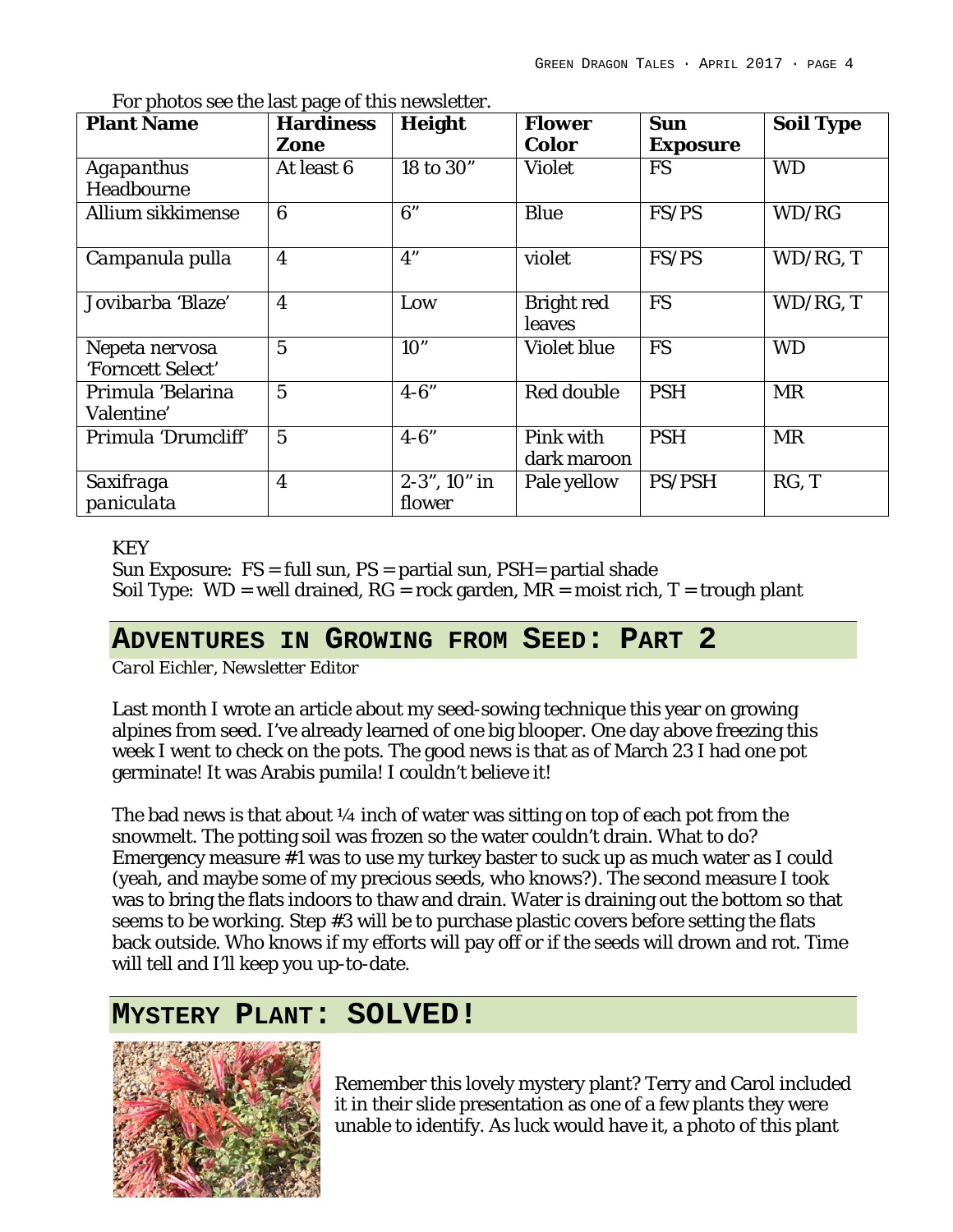For photos see the last page of this newsletter.

| Plant Name | Hardiness Zone | Height | Flower Color | Sun Exposure | Soil Type |
|---|---|---|---|---|---|
| *Agapanthus* Headbourne | At least 6 | 18 to 30" | Violet | FS | WD |
| *Allium sikkimense* | 6 | 6" | Blue | FS/PS | WD/RG |
| *Campanula pulla* | 4 | 4" | violet | FS/PS | WD/RG, T |
| *Jovibarba* 'Blaze' | 4 | Low | Bright red leaves | FS | WD/RG, T |
| *Nepeta nervosa* 'Forncett Select' | 5 | 10" | Violet blue | FS | WD |
| *Primula* 'Belarina Valentine' | 5 | 4-6" | Red double | PSH | MR |
| *Primula* 'Drumcliff' | 5 | 4-6" | Pink with dark maroon | PSH | MR |
| *Saxifraga paniculata* | 4 | 2-3", 10" in flower | Pale yellow | PS/PSH | RG, T |

KEY
Sun Exposure: FS = full sun, PS = partial sun, PSH= partial shade
Soil Type: WD = well drained, RG = rock garden, MR = moist rich, T = trough plant

## Adventures in Growing from Seed: Part 2

*Carol Eichler, Newsletter Editor*

Last month I wrote an article about my seed-sowing technique this year on growing alpines from seed. I've already learned of one big blooper. One day above freezing this week I went to check on the pots. The good news is that as of March 23 I had one pot germinate! It was *Arabis pumila*! I couldn't believe it!

The bad news is that about ¼ inch of water was sitting on top of each pot from the snowmelt. The potting soil was frozen so the water couldn't drain. What to do? Emergency measure #1 was to use my turkey baster to suck up as much water as I could (yeah, and maybe some of my precious seeds, who knows?). The second measure I took was to bring the flats indoors to thaw and drain. Water is draining out the bottom so that seems to be working. Step #3 will be to purchase plastic covers before setting the flats back outside. Who knows if my efforts will pay off or if the seeds will drown and rot. Time will tell and I'll keep you up-to-date.

## Mystery Plant: SOLVED!

Remember this lovely mystery plant? Terry and Carol included it in their slide presentation as one of a few plants they were unable to identify. As luck would have it, a photo of this plant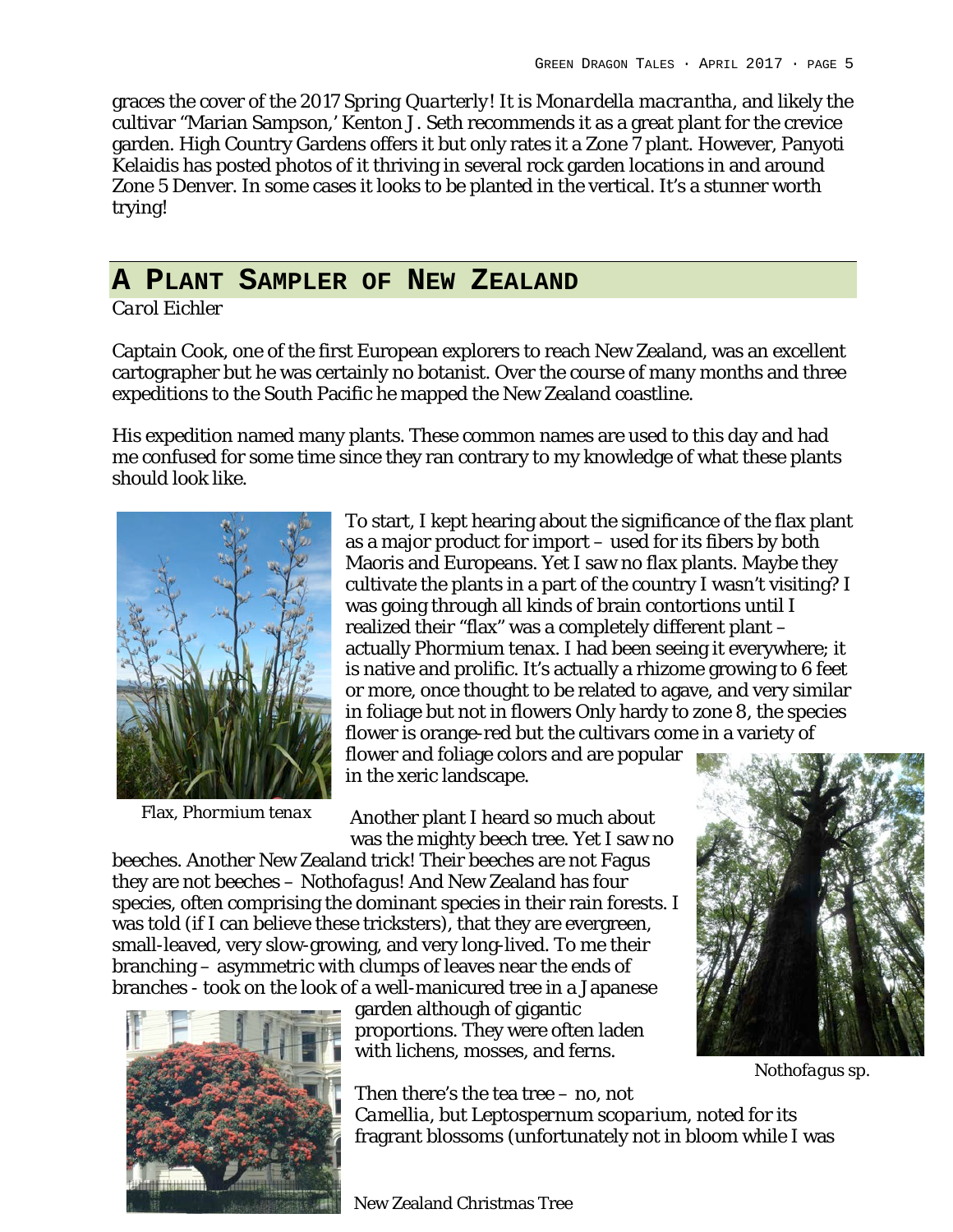graces the cover of the 2017 *Spring Quarterly!* It is *Monardella macrantha*, and likely the cultivar "Marian Sampson,' Kenton J. Seth recommends it as a great plant for the crevice garden. High Country Gardens offers it but only rates it a Zone 7 plant. However, Panyoti Kelaidis has posted photos of it thriving in several rock garden locations in and around Zone 5 Denver. In some cases it looks to be planted in the vertical. It's a stunner worth trying!

## A PLANT SAMPLER OF NEW ZEALAND

*Carol Eichler*

Captain Cook, one of the first European explorers to reach New Zealand, was an excellent cartographer but he was certainly no botanist. Over the course of many months and three expeditions to the South Pacific he mapped the New Zealand coastline.

His expedition named many plants. These common names are used to this day and had me confused for some time since they ran contrary to my knowledge of what these plants should look like.

To start, I kept hearing about the significance of the flax plant as a major product for import – used for its fibers by both Maoris and Europeans. Yet I saw no flax plants. Maybe they cultivate the plants in a part of the country I wasn't visiting? I was going through all kinds of brain contortions until I realized their "flax" was a completely different plant – actually *Phormium tenax*. I had been seeing it everywhere; it is native and prolific. It's actually a rhizome growing to 6 feet or more, once thought to be related to agave, and very similar in foliage but not in flowers Only hardy to zone 8, the species flower is orange-red but the cultivars come in a variety of flower and foliage colors and are popular in the xeric landscape.

Flax, *Phormium tenax*

Another plant I heard so much about was the mighty beech tree. Yet I saw no beeches. Another New Zealand trick! Their beeches are not Fagus they are not beeches – *Nothofagus*! And New Zealand has four species, often comprising the dominant species in their rain forests. I was told (if I can believe these tricksters), that they are evergreen, small-leaved, very slow-growing, and very long-lived. To me their branching – asymmetric with clumps of leaves near the ends of branches - took on the look of a well-manicured tree in a Japanese garden although of gigantic proportions. They were often laden with lichens, mosses, and ferns.

*Nothofagus* sp.

Then there's the tea tree – no, not *Camellia*, but *Leptospernum scoparium*, noted for its fragrant blossoms (unfortunately not in bloom while I was

New Zealand Christmas Tree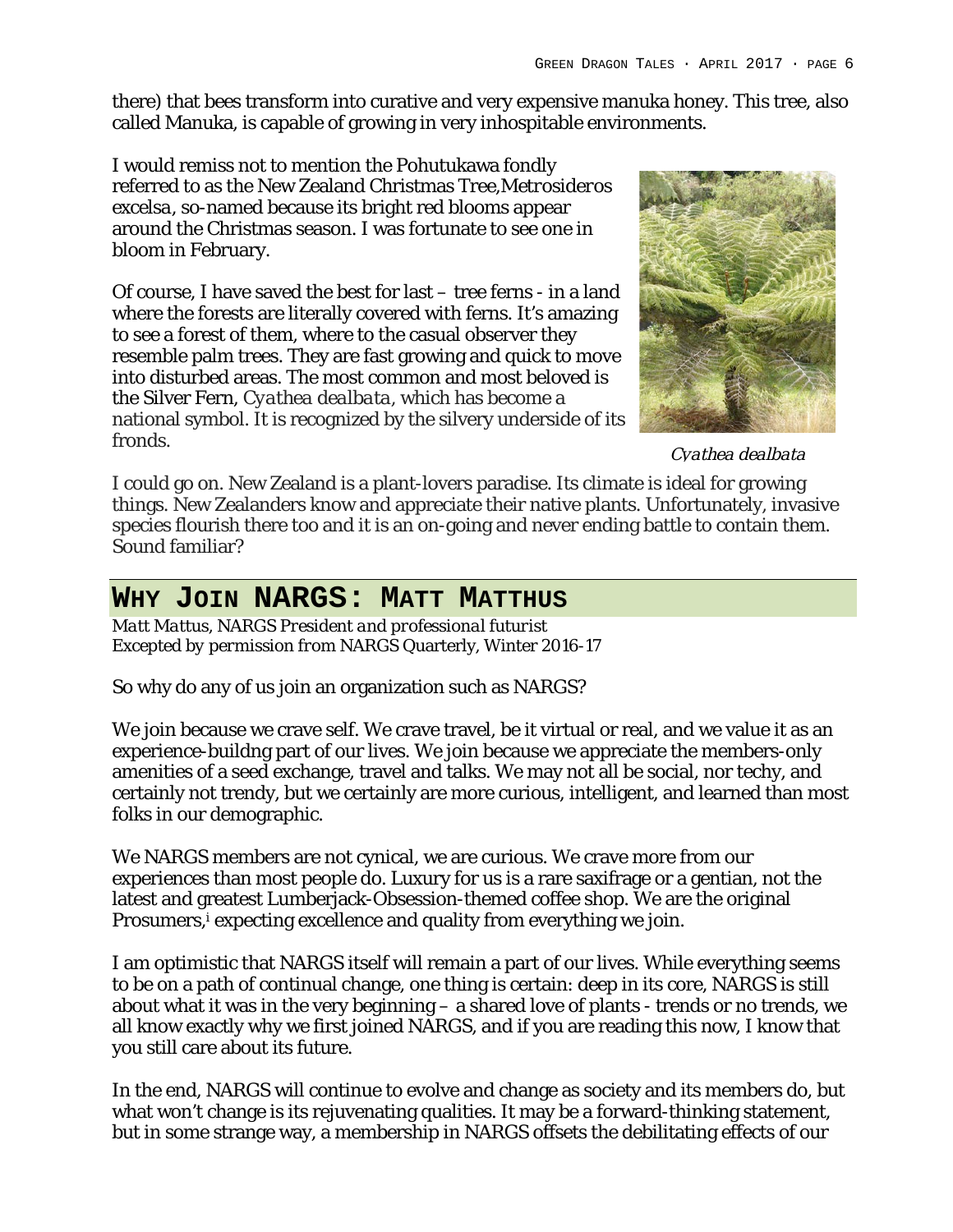there) that bees transform into curative and very expensive manuka honey. This tree, also called Manuka, is capable of growing in very inhospitable environments.

I would remiss not to mention the Pohutukawa fondly referred to as the New Zealand Christmas Tree,*Metrosideros excelsa*, so-named because its bright red blooms appear around the Christmas season. I was fortunate to see one in bloom in February.

Of course, I have saved the best for last – tree ferns - in a land where the forests are literally covered with ferns. It's amazing to see a forest of them, where to the casual observer they resemble palm trees. They are fast growing and quick to move into disturbed areas. The most common and most beloved is the Silver Fern, *Cyathea dealbata*, which has become a national symbol. It is recognized by the silvery underside of its fronds.

*Cyathea dealbata*

I could go on. New Zealand is a plant-lovers paradise. Its climate is ideal for growing things. New Zealanders know and appreciate their native plants. Unfortunately, invasive species flourish there too and it is an on-going and never ending battle to contain them. Sound familiar?

## WHY JOIN NARGS: MATT MATTHUS

*Matt Mattus, NARGS President and professional futurist*
*Excepted by permission from NARGS Quarterly, Winter 2016-17*

So why do any of us join an organization such as NARGS?

We join because we crave self. We crave travel, be it virtual or real, and we value it as an experience-buildng part of our lives. We join because we appreciate the members-only amenities of a seed exchange, travel and talks. We may not all be social, nor techy, and certainly not trendy, but we certainly are more curious, intelligent, and learned than most folks in our demographic.

We NARGS members are not cynical, we are curious. We crave more from our experiences than most people do. Luxury for us is a rare saxifrage or a gentian, not the latest and greatest Lumberjack-Obsession-themed coffee shop. We are the original Prosumers,[i] expecting excellence and quality from everything we join.

I am optimistic that NARGS itself will remain a part of our lives. While everything seems to be on a path of continual change, one thing is certain: deep in its core, NARGS is still about what it was in the very beginning – a shared love of plants - trends or no trends, we all know exactly why we first joined NARGS, and if you are reading this now, I know that you still care about its future.

In the end, NARGS will continue to evolve and change as society and its members do, but what won't change is its rejuvenating qualities. It may be a forward-thinking statement, but in some strange way, a membership in NARGS offsets the debilitating effects of our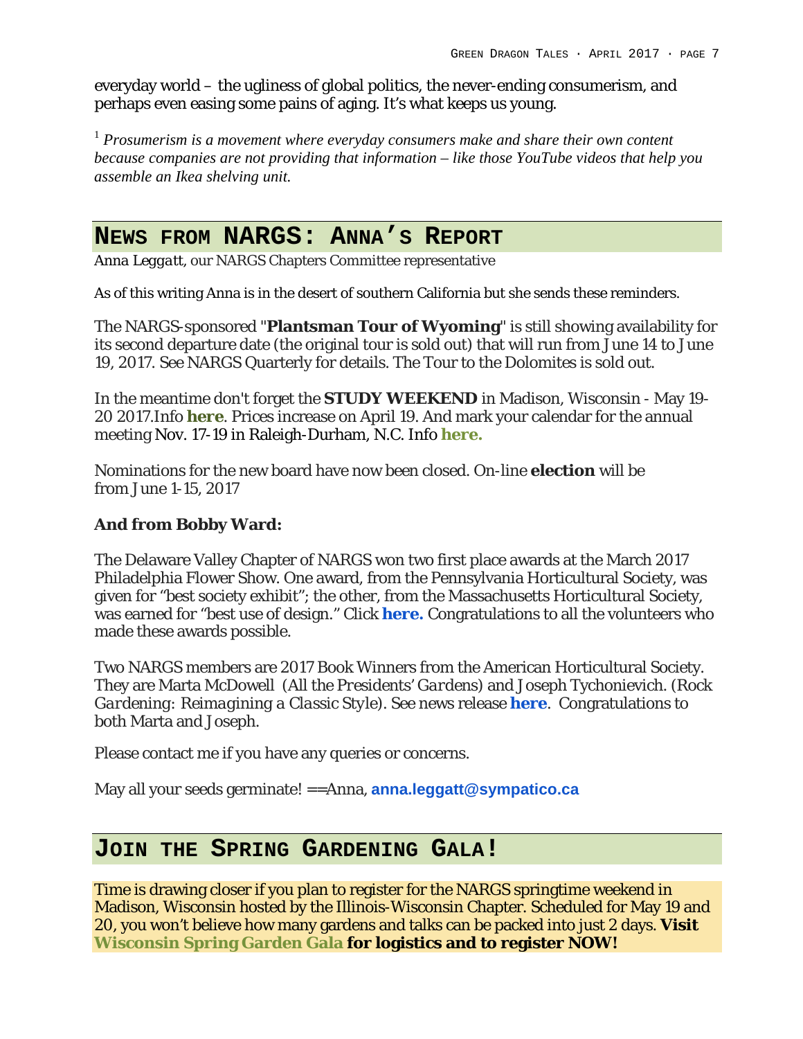everyday world – the ugliness of global politics, the never-ending consumerism, and perhaps even easing some pains of aging. It's what keeps us young.

[1] *Prosumerism is a movement where everyday consumers make and share their own content because companies are not providing that information – like those YouTube videos that help you assemble an Ikea shelving unit.*

## NEWS FROM NARGS: ANNA'S REPORT

*Anna Leggatt*, our NARGS Chapters Committee representative

As of this writing Anna is in the desert of southern California but she sends these reminders.

The NARGS-sponsored "**Plantsman Tour of Wyoming**" is still showing availability for its second departure date (the original tour is sold out) that will run from June 14 to June 19, 2017. See NARGS Quarterly for details. The Tour to the Dolomites is sold out.

In the meantime don't forget the **STUDY WEEKEND** in Madison, Wisconsin - May 19-20 2017.Info **here**. Prices increase on April 19. And mark your calendar for the annual meeting Nov. 17-19 in Raleigh-Durham, N.C. Info **here.**

Nominations for the new board have now been closed. On-line **election** will be from June 1-15, 2017

**And from Bobby Ward:**

The Delaware Valley Chapter of NARGS won two first place awards at the March 2017 Philadelphia Flower Show. One award, from the Pennsylvania Horticultural Society, was given for "best society exhibit"; the other, from the Massachusetts Horticultural Society, was earned for "best use of design." Click **here.** Congratulations to all the volunteers who made these awards possible.

Two NARGS members are 2017 Book Winners from the American Horticultural Society. They are Marta McDowell (*All the Presidents' Gardens*) and Joseph Tychonievich. (*Rock Gardening: Reimagining a Classic Style*). See news release **here**. Congratulations to both Marta and Joseph.

Please contact me if you have any queries or concerns.

May all your seeds germinate! ==Anna, **anna.leggatt@sympatico.ca**

## JOIN THE SPRING GARDENING GALA!

Time is drawing closer if you plan to register for the NARGS springtime weekend in Madison, Wisconsin hosted by the Illinois-Wisconsin Chapter. Scheduled for May 19 and 20, you won't believe how many gardens and talks can be packed into just 2 days. **Visit Wisconsin Spring Garden Gala for logistics and to register NOW!**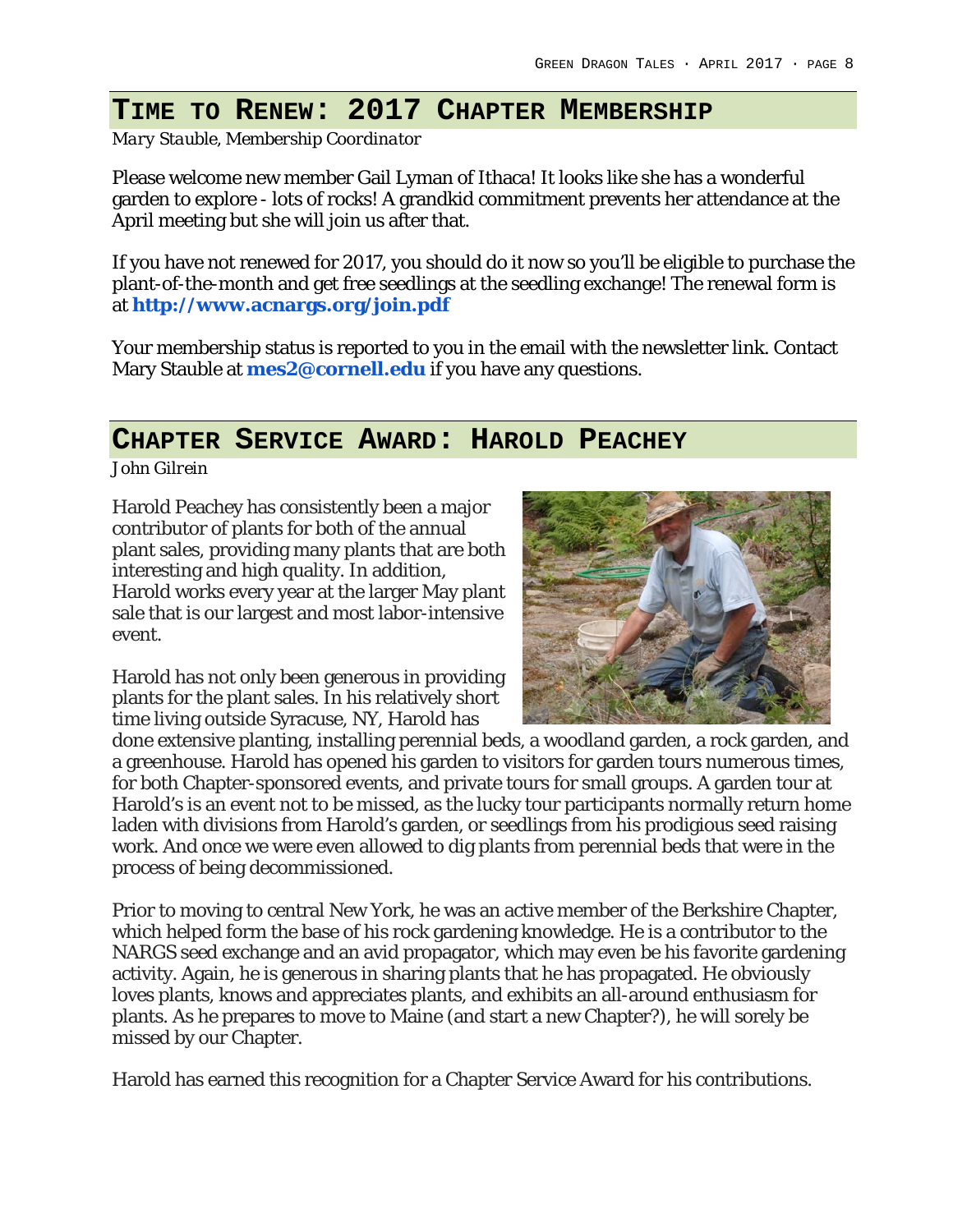## Time to Renew: 2017 Chapter Membership

*Mary Stauble, Membership Coordinator*

Please welcome new member Gail Lyman of Ithaca! It looks like she has a wonderful garden to explore - lots of rocks! A grandkid commitment prevents her attendance at the April meeting but she will join us after that.

If you have not renewed for 2017, you should do it now so you'll be eligible to purchase the plant-of-the-month and get free seedlings at the seedling exchange! The renewal form is at **http://www.acnargs.org/join.pdf**

Your membership status is reported to you in the email with the newsletter link. Contact Mary Stauble at **mes2@cornell.edu** if you have any questions.

## Chapter Service Award: Harold Peachey

*John Gilrein*

Harold Peachey has consistently been a major contributor of plants for both of the annual plant sales, providing many plants that are both interesting and high quality. In addition, Harold works every year at the larger May plant sale that is our largest and most labor-intensive event.

Harold has not only been generous in providing plants for the plant sales. In his relatively short time living outside Syracuse, NY, Harold has done extensive planting, installing perennial beds, a woodland garden, a rock garden, and a greenhouse. Harold has opened his garden to visitors for garden tours numerous times, for both Chapter-sponsored events, and private tours for small groups. A garden tour at Harold's is an event not to be missed, as the lucky tour participants normally return home laden with divisions from Harold's garden, or seedlings from his prodigious seed raising work. And once we were even allowed to dig plants from perennial beds that were in the process of being decommissioned.

Prior to moving to central New York, he was an active member of the Berkshire Chapter, which helped form the base of his rock gardening knowledge. He is a contributor to the NARGS seed exchange and an avid propagator, which may even be his favorite gardening activity. Again, he is generous in sharing plants that he has propagated. He obviously loves plants, knows and appreciates plants, and exhibits an all-around enthusiasm for plants. As he prepares to move to Maine (and start a new Chapter?), he will sorely be missed by our Chapter.

Harold has earned this recognition for a Chapter Service Award for his contributions.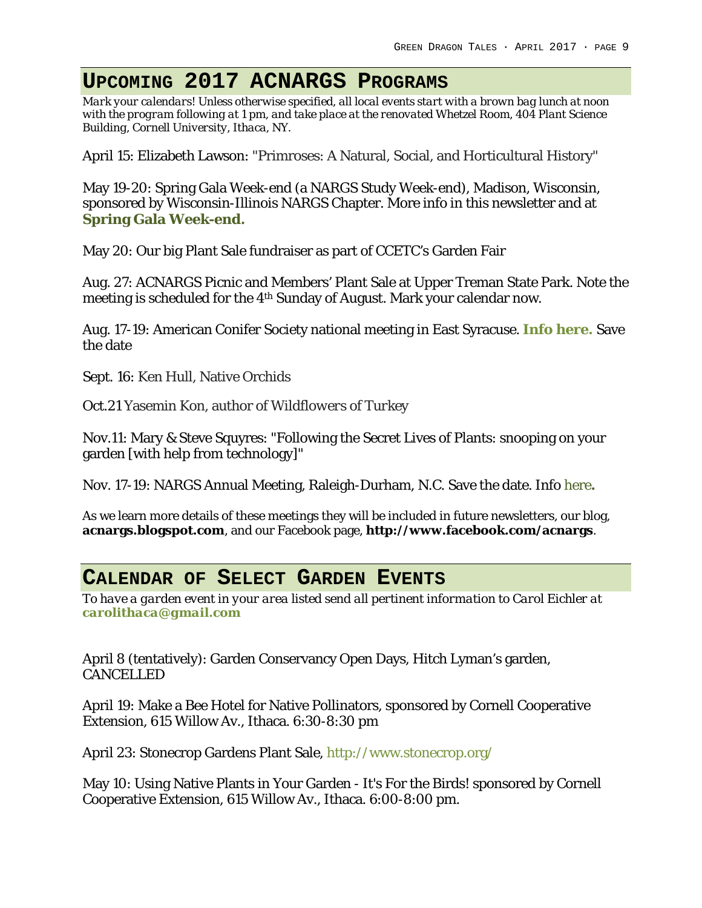## Upcoming 2017 ACNARGS Programs

*Mark your calendars! Unless otherwise specified, all local events start with a brown bag lunch at noon with the program following at 1 pm, and take place at the renovated Whetzel Room, 404 Plant Science Building, Cornell University, Ithaca, NY.*

April 15: Elizabeth Lawson: "Primroses: A Natural, Social, and Horticultural History"

May 19-20: Spring Gala Week-end (a NARGS Study Week-end), Madison, Wisconsin, sponsored by Wisconsin-Illinois NARGS Chapter. More info in this newsletter and at **Spring Gala Week-end.**

May 20: Our big Plant Sale fundraiser as part of CCETC's Garden Fair

Aug. 27: ACNARGS Picnic and Members' Plant Sale at Upper Treman State Park. Note the meeting is scheduled for the 4th Sunday of August. Mark your calendar now.

Aug. 17-19: American Conifer Society national meeting in East Syracuse. **Info here.** Save the date

Sept. 16: Ken Hull, Native Orchids

Oct.21 Yasemin Kon, author of Wildflowers of Turkey

Nov.11: Mary & Steve Squyres: "Following the Secret Lives of Plants: snooping on your garden [with help from technology]"

Nov. 17-19: NARGS Annual Meeting, Raleigh-Durham, N.C. Save the date. Info here**.**

As we learn more details of these meetings they will be included in future newsletters, our blog, **acnargs.blogspot.com**, and our Facebook page, **http://www.facebook.com/acnargs**.

## Calendar of Select Garden Events

*To have a garden event in your area listed send all pertinent information to Carol Eichler at* ***carolithaca@gmail.com***

April 8 (tentatively): Garden Conservancy Open Days, Hitch Lyman's garden, CANCELLED

April 19: Make a Bee Hotel for Native Pollinators, sponsored by Cornell Cooperative Extension, 615 Willow Av., Ithaca. 6:30-8:30 pm

April 23: Stonecrop Gardens Plant Sale, http://www.stonecrop.org/

May 10: Using Native Plants in Your Garden - It's For the Birds! sponsored by Cornell Cooperative Extension, 615 Willow Av., Ithaca. 6:00-8:00 pm.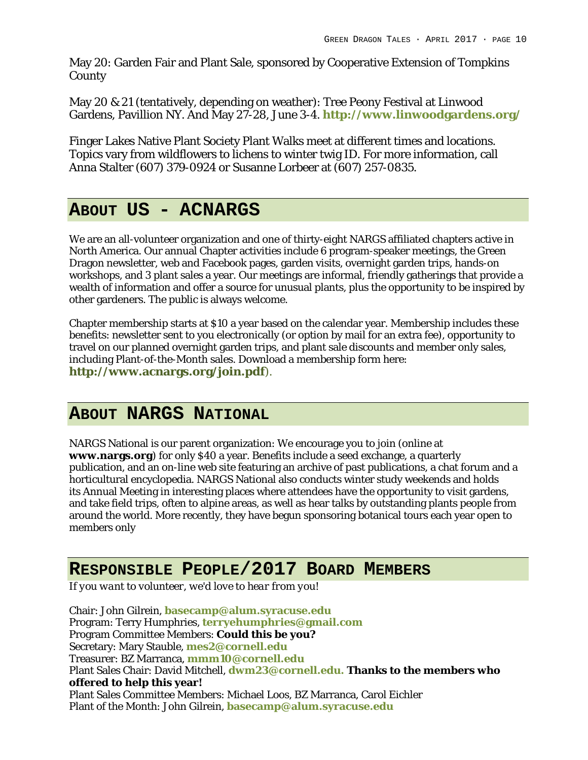May 20: Garden Fair and Plant Sale, sponsored by Cooperative Extension of Tompkins County

May 20 & 21 (tentatively, depending on weather): Tree Peony Festival at Linwood Gardens, Pavillion NY. And May 27-28, June 3-4. **http://www.linwoodgardens.org/**

Finger Lakes Native Plant Society Plant Walks meet at different times and locations. Topics vary from wildflowers to lichens to winter twig ID. For more information, call Anna Stalter (607) 379-0924 or Susanne Lorbeer at (607) 257-0835.

## About Us - ACNARGS

We are an all-volunteer organization and one of thirty-eight NARGS affiliated chapters active in North America. Our annual Chapter activities include 6 program-speaker meetings, the Green Dragon newsletter, web and Facebook pages, garden visits, overnight garden trips, hands-on workshops, and 3 plant sales a year. Our meetings are informal, friendly gatherings that provide a wealth of information and offer a source for unusual plants, plus the opportunity to be inspired by other gardeners. The public is always welcome.

Chapter membership starts at $10 a year based on the calendar year. Membership includes these benefits: newsletter sent to you electronically (or option by mail for an extra fee), opportunity to travel on our planned overnight garden trips, and plant sale discounts and member only sales, including Plant-of-the-Month sales. Download a membership form here: **http://www.acnargs.org/join.pdf**).

## About NARGS National

NARGS National is our parent organization: We encourage you to join (online at **www.nargs.org**) for only $40 a year. Benefits include a seed exchange, a quarterly publication, and an on-line web site featuring an archive of past publications, a chat forum and a horticultural encyclopedia. NARGS National also conducts winter study weekends and holds its Annual Meeting in interesting places where attendees have the opportunity to visit gardens, and take field trips, often to alpine areas, as well as hear talks by outstanding plants people from around the world. More recently, they have begun sponsoring botanical tours each year open to members only

## Responsible People/2017 Board Members

*If you want to volunteer, we'd love to hear from you!*

Chair: John Gilrein, **basecamp@alum.syracuse.edu**
Program: Terry Humphries, **terryehumphries@gmail.com**
Program Committee Members: **Could this be you?**
Secretary: Mary Stauble, **mes2@cornell.edu**
Treasurer: BZ Marranca, **mmm10@cornell.edu**
Plant Sales Chair: David Mitchell, **dwm23@cornell.edu. Thanks to the members who offered to help this year!**
Plant Sales Committee Members: Michael Loos, BZ Marranca, Carol Eichler
Plant of the Month: John Gilrein, **basecamp@alum.syracuse.edu**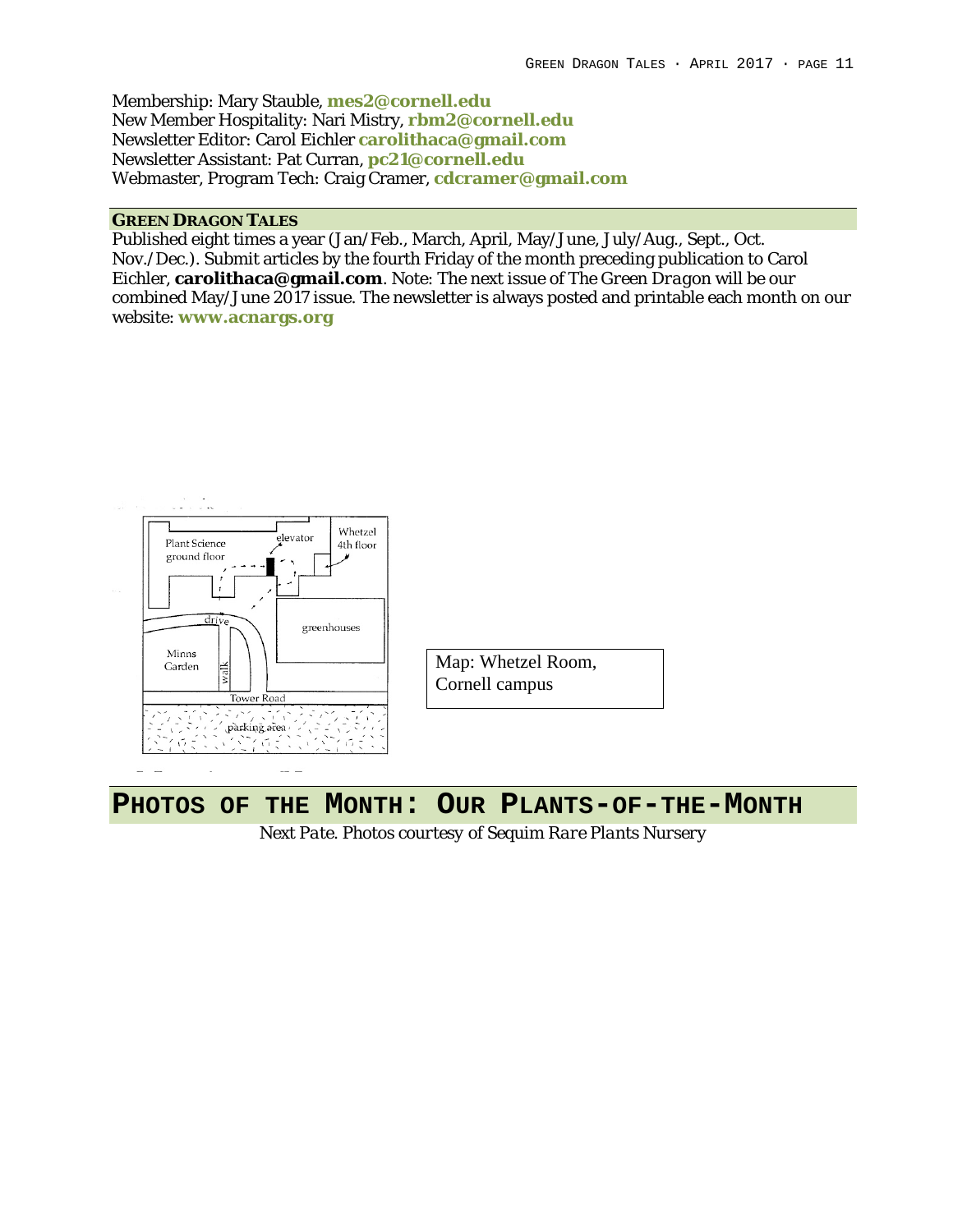Membership: Mary Stauble, **mes2@cornell.edu**
New Member Hospitality: Nari Mistry, **rbm2@cornell.edu**
Newsletter Editor: Carol Eichler **carolithaca@gmail.com**
Newsletter Assistant: Pat Curran, **pc21@cornell.edu**
Webmaster, Program Tech: Craig Cramer, **cdcramer@gmail.com**

### GREEN DRAGON TALES

Published eight times a year (Jan/Feb., March, April, May/June, July/Aug., Sept., Oct. Nov./Dec.). Submit articles by the fourth Friday of the month preceding publication to Carol Eichler, **carolithaca@gmail.com**. Note: The next issue of *The Green Dragon* will be our combined May/June 2017 issue. The newsletter is always posted and printable each month on our website: **www.acnargs.org**

Plant Science ground floor
elevator
Whetzel 4th floor
drive
greenhouses
Minns Garden
walk
Tower Road
parking area

Map: Whetzel Room, Cornell campus

## PHOTOS OF THE MONTH: OUR PLANTS-OF-THE-MONTH

*Next Pate. Photos courtesy of Sequim Rare Plants Nursery*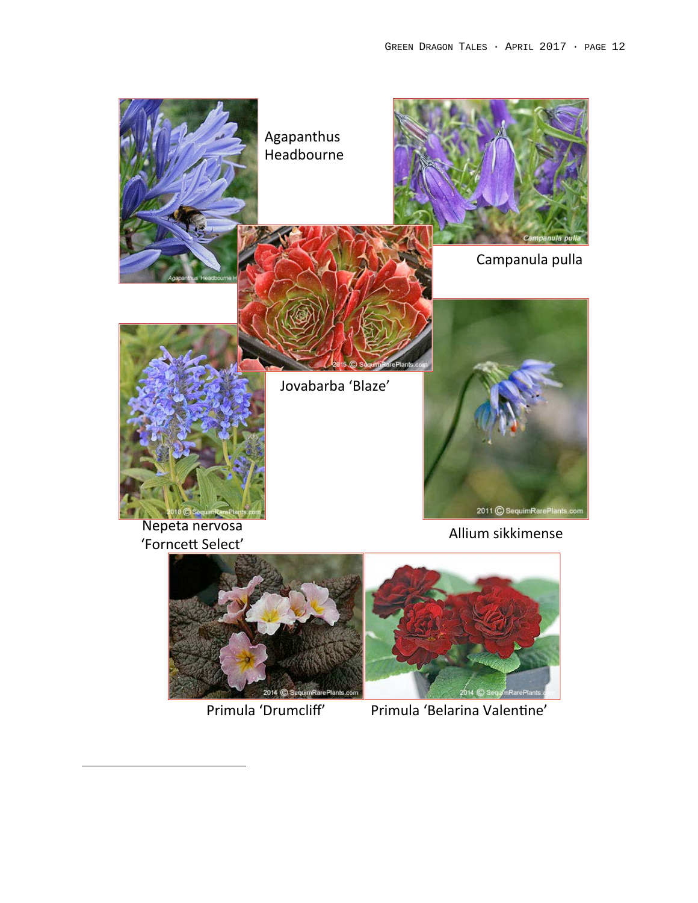Agapanthus Headbourne

Campanula pulla

Jovabarba 'Blaze'

Nepeta nervosa 'Forncett Select'

Allium sikkimense

Primula 'Drumcliff'

Primula 'Belarina Valentine'